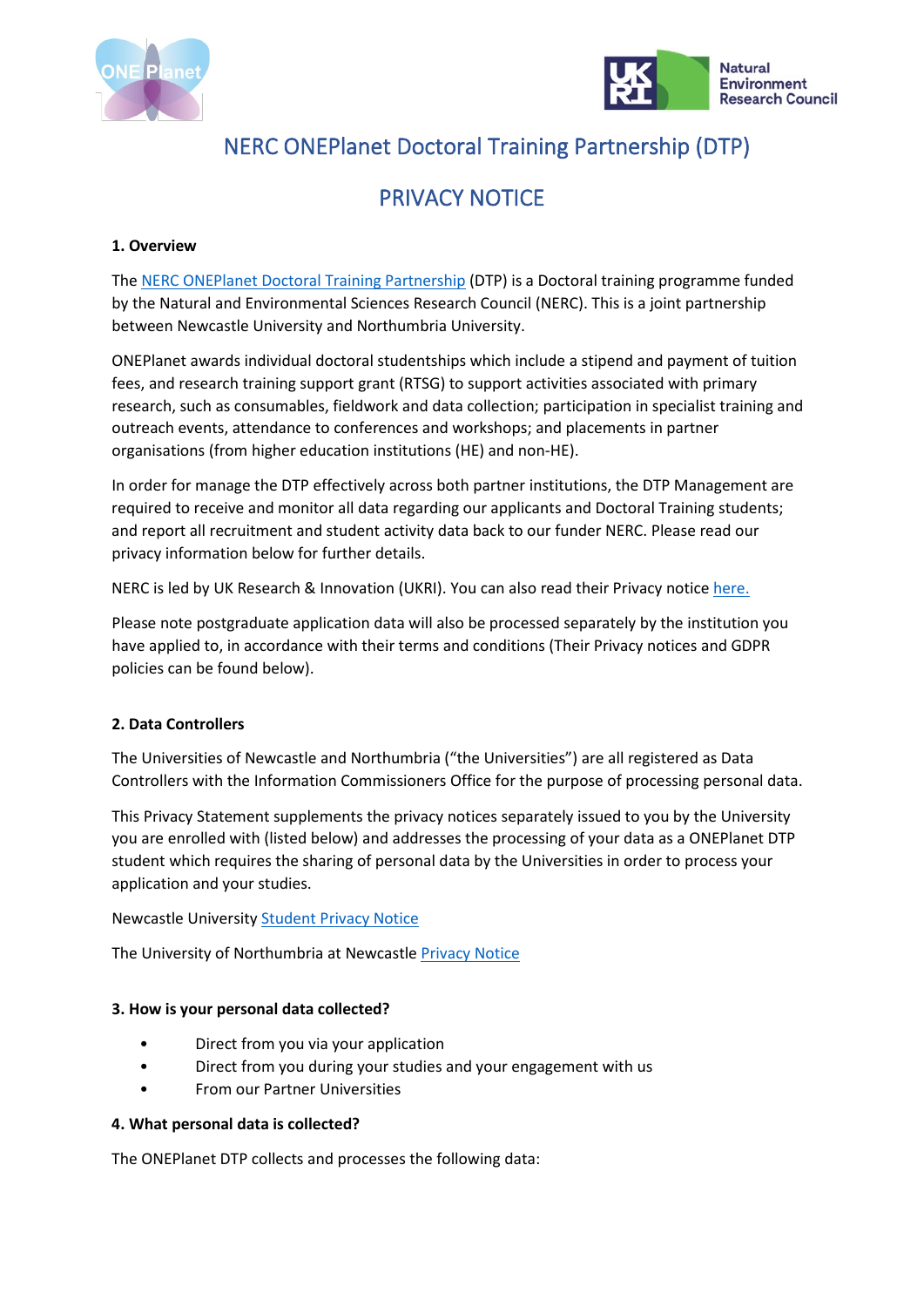# NERC ONEPlanet Doctoral Training Partnership (DTP)

# PRIVACY NOTICE

**1. Overview**

The NERC ONEPlanet Doctoral Training Partnership (DTP) is a Doctoral training programme funded by the Natural and Environmental Sciences Research Council (NERC). This is a joint partnership between Newcastle University and Northumbria University.

ONEPlanet awards individual doctoral studentships which include a stipend and payment of tuition fees, and research training support grant (RTSG) to support activities associated with primary research, such as consumables, fieldwork and data collection; participation in specialist training and outreach events, attendance to conferences and workshops; and placements in partner organisations (from higher education institutions (HE) and non-HE).

In order for manage the DTP effectively across both partner institutions, the DTP Management are required to receive and monitor all data regarding our applicants and Doctoral Training students; and report all recruitment and student activity data back to our funder NERC. Please read our privacy information below for further details.

NERC is led by UK Research & Innovation (UKRI). You can also read their Privacy notice here.

Please note postgraduate application data will also be processed separately by the institution you have applied to, in accordance with their terms and conditions (Their Privacy notices and GDPR policies can be found below).

**2. Data Controllers**

The Universities of Newcastle and Northumbria ("the Universities") are all registered as Data Controllers with the Information Commissioners Office for the purpose of processing personal data.

This Privacy Statement supplements the privacy notices separately issued to you by the University you are enrolled with (listed below) and addresses the processing of your data as a ONEPlanet DTP student which requires the sharing of personal data by the Universities in order to process your application and your studies.

Newcastle University Student Privacy Notice

The University of Northumbria at Newcastle Privacy Notice

**3. How is your personal data collected?**

- Direct from you via your application
- Direct from you during your studies and your engagement with us
- From our Partner Universities

**4. What personal data is collected?**

The ONEPlanet DTP collects and processes the following data: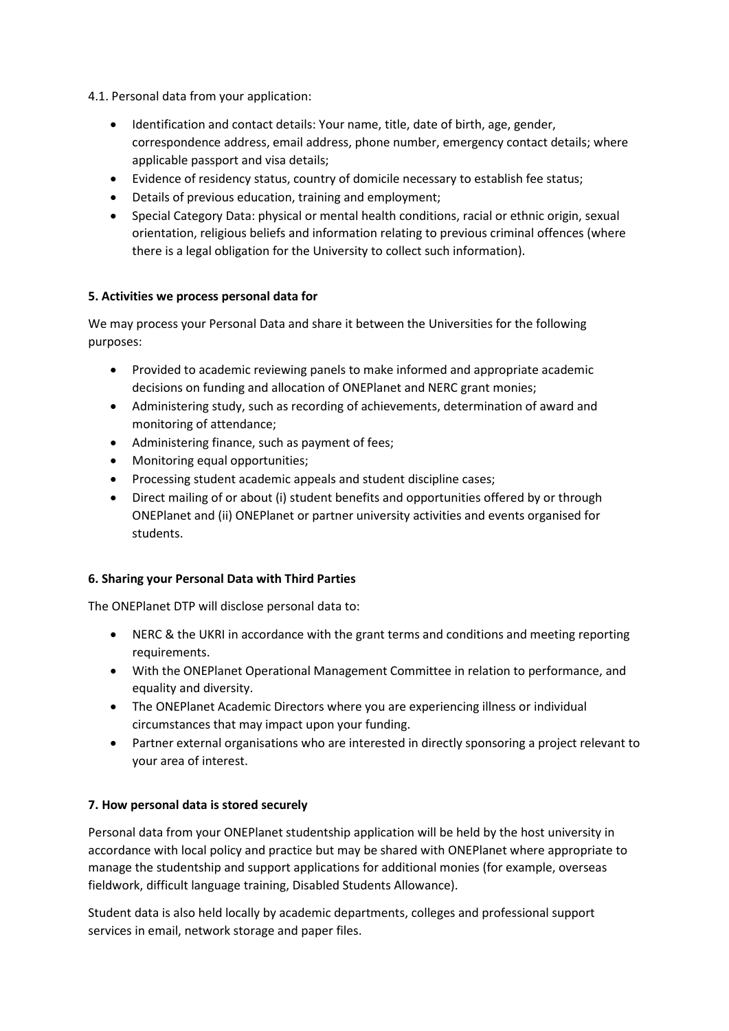4.1. Personal data from your application:

- Identification and contact details: Your name, title, date of birth, age, gender, correspondence address, email address, phone number, emergency contact details; where applicable passport and visa details;
- Evidence of residency status, country of domicile necessary to establish fee status;
- Details of previous education, training and employment;
- Special Category Data: physical or mental health conditions, racial or ethnic origin, sexual orientation, religious beliefs and information relating to previous criminal offences (where there is a legal obligation for the University to collect such information).

**5. Activities we process personal data for**

We may process your Personal Data and share it between the Universities for the following purposes:

- Provided to academic reviewing panels to make informed and appropriate academic decisions on funding and allocation of ONEPlanet and NERC grant monies;
- Administering study, such as recording of achievements, determination of award and monitoring of attendance;
- Administering finance, such as payment of fees;
- Monitoring equal opportunities;
- Processing student academic appeals and student discipline cases;
- Direct mailing of or about (i) student benefits and opportunities offered by or through ONEPlanet and (ii) ONEPlanet or partner university activities and events organised for students.

**6. Sharing your Personal Data with Third Parties**

The ONEPlanet DTP will disclose personal data to:

- NERC & the UKRI in accordance with the grant terms and conditions and meeting reporting requirements.
- With the ONEPlanet Operational Management Committee in relation to performance, and equality and diversity.
- The ONEPlanet Academic Directors where you are experiencing illness or individual circumstances that may impact upon your funding.
- Partner external organisations who are interested in directly sponsoring a project relevant to your area of interest.

**7. How personal data is stored securely**

Personal data from your ONEPlanet studentship application will be held by the host university in accordance with local policy and practice but may be shared with ONEPlanet where appropriate to manage the studentship and support applications for additional monies (for example, overseas fieldwork, difficult language training, Disabled Students Allowance).

Student data is also held locally by academic departments, colleges and professional support services in email, network storage and paper files.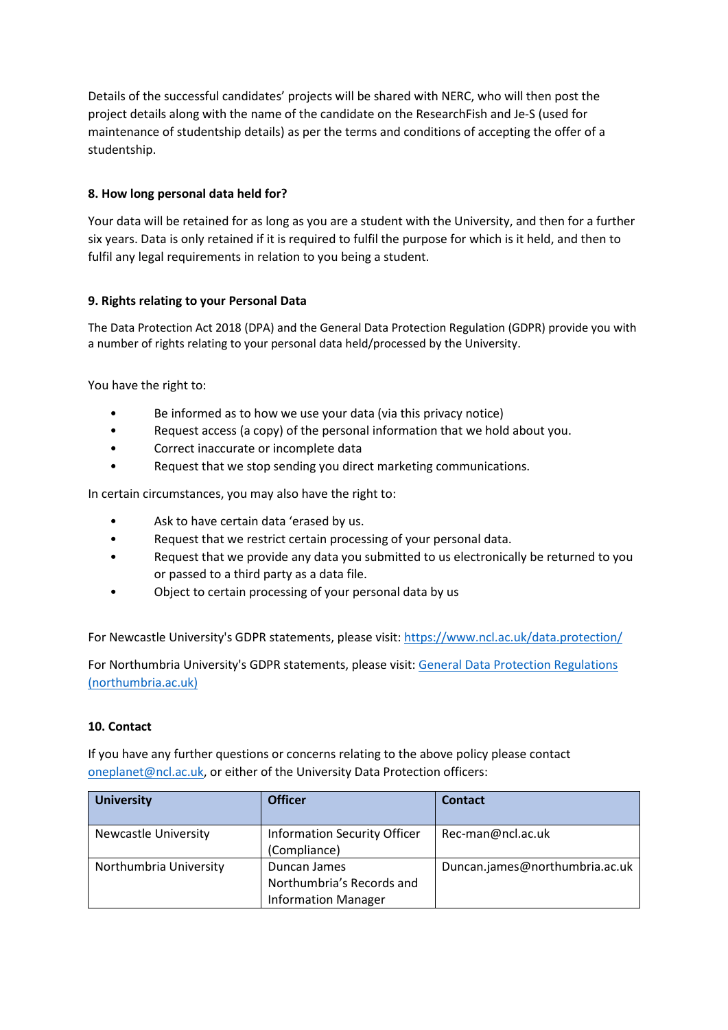Details of the successful candidates' projects will be shared with NERC, who will then post the project details along with the name of the candidate on the ResearchFish and Je-S (used for maintenance of studentship details) as per the terms and conditions of accepting the offer of a studentship.

### 8. How long personal data held for?

Your data will be retained for as long as you are a student with the University, and then for a further six years. Data is only retained if it is required to fulfil the purpose for which is it held, and then to fulfil any legal requirements in relation to you being a student.

### 9. Rights relating to your Personal Data

The Data Protection Act 2018 (DPA) and the General Data Protection Regulation (GDPR) provide you with a number of rights relating to your personal data held/processed by the University.

You have the right to:

- Be informed as to how we use your data (via this privacy notice)
- Request access (a copy) of the personal information that we hold about you.
- Correct inaccurate or incomplete data
- Request that we stop sending you direct marketing communications.

In certain circumstances, you may also have the right to:

- Ask to have certain data 'erased by us.
- Request that we restrict certain processing of your personal data.
- Request that we provide any data you submitted to us electronically be returned to you or passed to a third party as a data file.
- Object to certain processing of your personal data by us

For Newcastle University's GDPR statements, please visit: [https://www.ncl.ac.uk/data.protection/](https://www.ncl.ac.uk/data.protection/)

For Northumbria University's GDPR statements, please visit: General Data Protection Regulations (northumbria.ac.uk)

### 10. Contact

If you have any further questions or concerns relating to the above policy please contact oneplanet@ncl.ac.uk, or either of the University Data Protection officers:

| University | Officer | Contact |
|---|---|---|
| Newcastle University | Information Security Officer (Compliance) | Rec-man@ncl.ac.uk |
| Northumbria University | Duncan James Northumbria's Records and Information Manager | Duncan.james@northumbria.ac.uk |